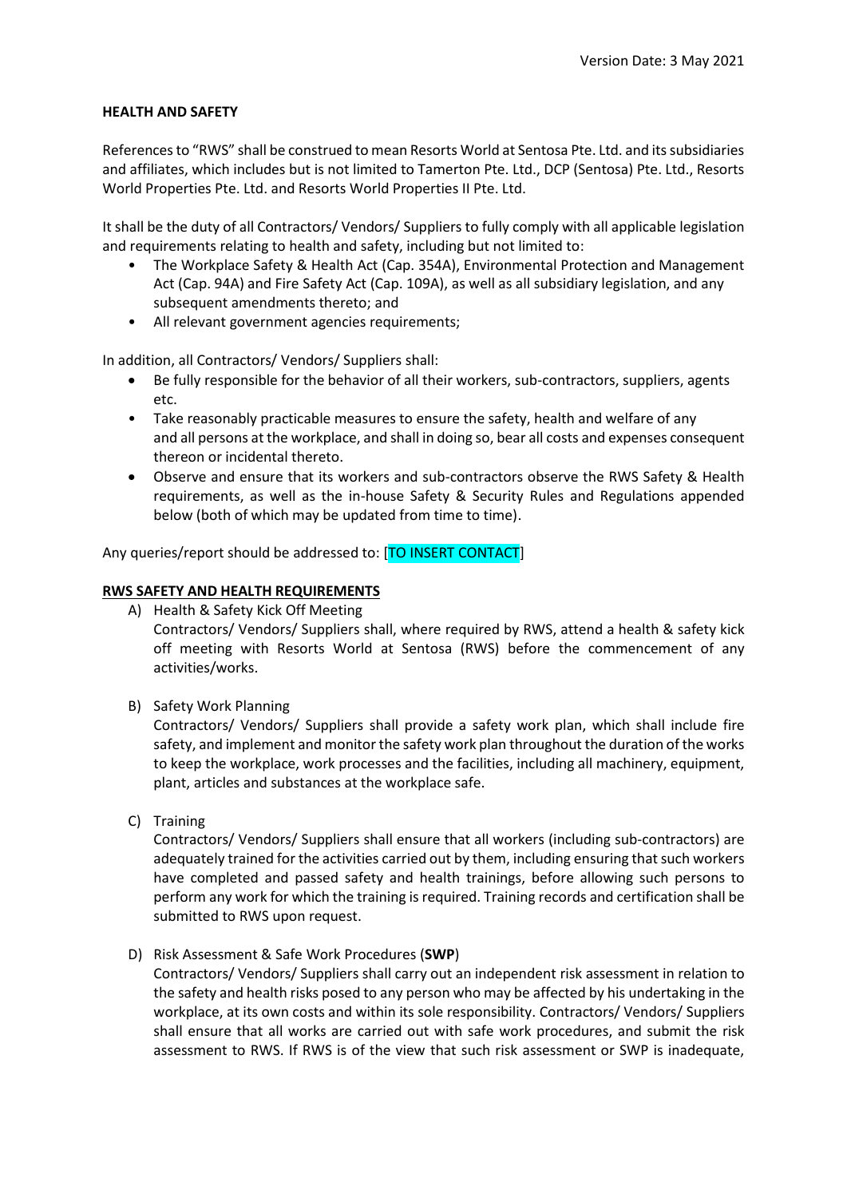Version Date: 3 May 2021

**HEALTH AND SAFETY**

References to "RWS" shall be construed to mean Resorts World at Sentosa Pte. Ltd. and its subsidiaries and affiliates, which includes but is not limited to Tamerton Pte. Ltd., DCP (Sentosa) Pte. Ltd., Resorts World Properties Pte. Ltd. and Resorts World Properties II Pte. Ltd.

It shall be the duty of all Contractors/ Vendors/ Suppliers to fully comply with all applicable legislation and requirements relating to health and safety, including but not limited to:

- The Workplace Safety & Health Act (Cap. 354A), Environmental Protection and Management Act (Cap. 94A) and Fire Safety Act (Cap. 109A), as well as all subsidiary legislation, and any subsequent amendments thereto; and
- All relevant government agencies requirements;

In addition, all Contractors/ Vendors/ Suppliers shall:

- Be fully responsible for the behavior of all their workers, sub-contractors, suppliers, agents etc.
- Take reasonably practicable measures to ensure the safety, health and welfare of any and all persons at the workplace, and shall in doing so, bear all costs and expenses consequent thereon or incidental thereto.
- Observe and ensure that its workers and sub-contractors observe the RWS Safety & Health requirements, as well as the in-house Safety & Security Rules and Regulations appended below (both of which may be updated from time to time).

Any queries/report should be addressed to: [TO INSERT CONTACT]

**RWS SAFETY AND HEALTH REQUIREMENTS**

A) Health & Safety Kick Off Meeting
Contractors/ Vendors/ Suppliers shall, where required by RWS, attend a health & safety kick off meeting with Resorts World at Sentosa (RWS) before the commencement of any activities/works.

B) Safety Work Planning
Contractors/ Vendors/ Suppliers shall provide a safety work plan, which shall include fire safety, and implement and monitor the safety work plan throughout the duration of the works to keep the workplace, work processes and the facilities, including all machinery, equipment, plant, articles and substances at the workplace safe.

C) Training
Contractors/ Vendors/ Suppliers shall ensure that all workers (including sub-contractors) are adequately trained for the activities carried out by them, including ensuring that such workers have completed and passed safety and health trainings, before allowing such persons to perform any work for which the training is required. Training records and certification shall be submitted to RWS upon request.

D) Risk Assessment & Safe Work Procedures (**SWP**)
Contractors/ Vendors/ Suppliers shall carry out an independent risk assessment in relation to the safety and health risks posed to any person who may be affected by his undertaking in the workplace, at its own costs and within its sole responsibility. Contractors/ Vendors/ Suppliers shall ensure that all works are carried out with safe work procedures, and submit the risk assessment to RWS. If RWS is of the view that such risk assessment or SWP is inadequate,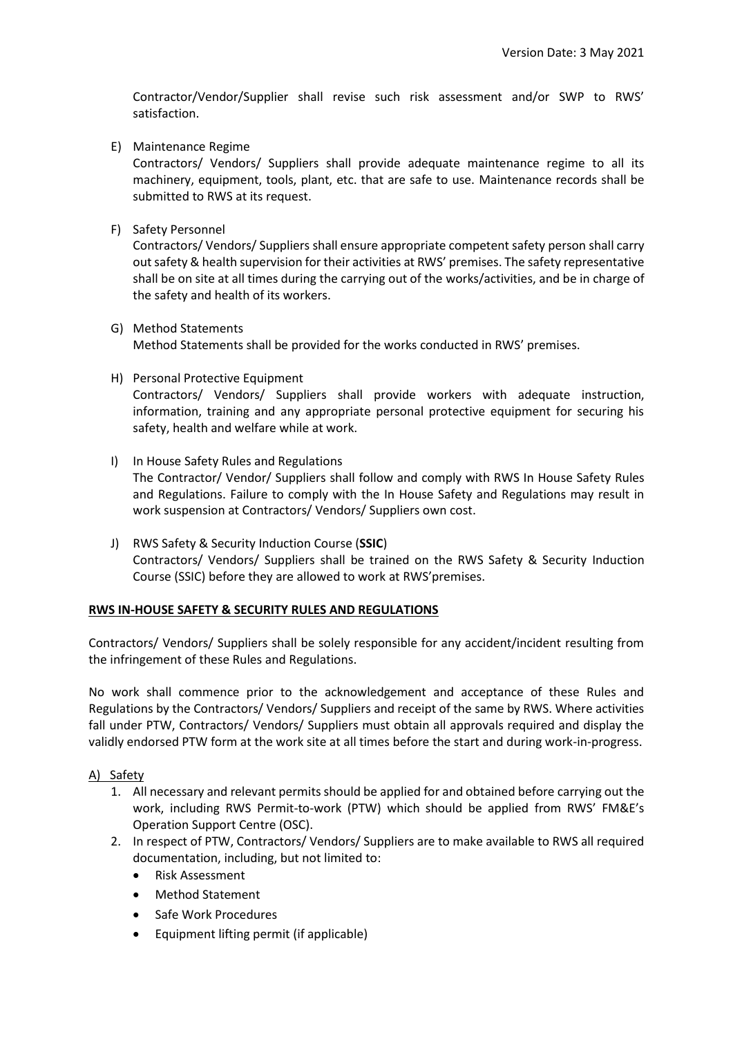Contractor/Vendor/Supplier shall revise such risk assessment and/or SWP to RWS' satisfaction.

E) Maintenance Regime
Contractors/ Vendors/ Suppliers shall provide adequate maintenance regime to all its machinery, equipment, tools, plant, etc. that are safe to use. Maintenance records shall be submitted to RWS at its request.

F) Safety Personnel
Contractors/ Vendors/ Suppliers shall ensure appropriate competent safety person shall carry out safety & health supervision for their activities at RWS' premises. The safety representative shall be on site at all times during the carrying out of the works/activities, and be in charge of the safety and health of its workers.

G) Method Statements
Method Statements shall be provided for the works conducted in RWS' premises.

H) Personal Protective Equipment
Contractors/ Vendors/ Suppliers shall provide workers with adequate instruction, information, training and any appropriate personal protective equipment for securing his safety, health and welfare while at work.

I) In House Safety Rules and Regulations
The Contractor/ Vendor/ Suppliers shall follow and comply with RWS In House Safety Rules and Regulations. Failure to comply with the In House Safety and Regulations may result in work suspension at Contractors/ Vendors/ Suppliers own cost.

J) RWS Safety & Security Induction Course (**SSIC**)
Contractors/ Vendors/ Suppliers shall be trained on the RWS Safety & Security Induction Course (SSIC) before they are allowed to work at RWS'premises.

## RWS IN-HOUSE SAFETY & SECURITY RULES AND REGULATIONS

Contractors/ Vendors/ Suppliers shall be solely responsible for any accident/incident resulting from the infringement of these Rules and Regulations.

No work shall commence prior to the acknowledgement and acceptance of these Rules and Regulations by the Contractors/ Vendors/ Suppliers and receipt of the same by RWS. Where activities fall under PTW, Contractors/ Vendors/ Suppliers must obtain all approvals required and display the validly endorsed PTW form at the work site at all times before the start and during work-in-progress.

### A) Safety

1. All necessary and relevant permits should be applied for and obtained before carrying out the work, including RWS Permit-to-work (PTW) which should be applied from RWS' FM&E's Operation Support Centre (OSC).
2. In respect of PTW, Contractors/ Vendors/ Suppliers are to make available to RWS all required documentation, including, but not limited to:
   - Risk Assessment
   - Method Statement
   - Safe Work Procedures
   - Equipment lifting permit (if applicable)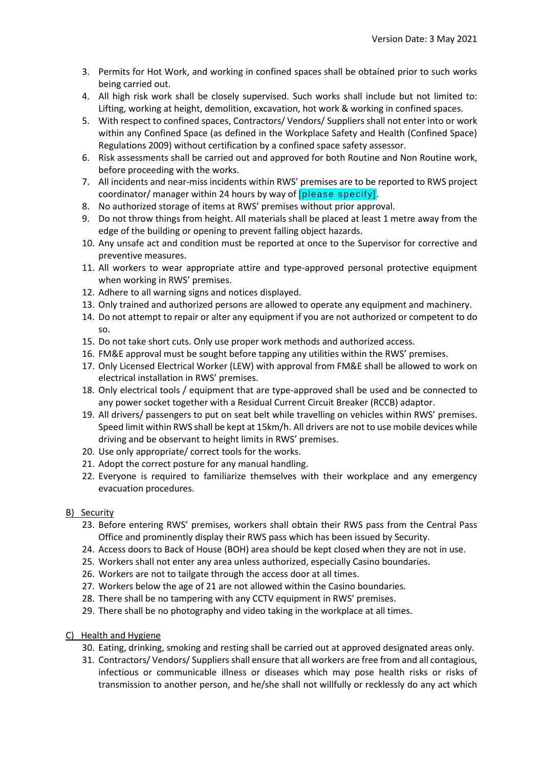3. Permits for Hot Work, and working in confined spaces shall be obtained prior to such works being carried out.
4. All high risk work shall be closely supervised. Such works shall include but not limited to: Lifting, working at height, demolition, excavation, hot work & working in confined spaces.
5. With respect to confined spaces, Contractors/ Vendors/ Suppliers shall not enter into or work within any Confined Space (as defined in the Workplace Safety and Health (Confined Space) Regulations 2009) without certification by a confined space safety assessor.
6. Risk assessments shall be carried out and approved for both Routine and Non Routine work, before proceeding with the works.
7. All incidents and near-miss incidents within RWS' premises are to be reported to RWS project coordinator/ manager within 24 hours by way of [please specify].
8. No authorized storage of items at RWS' premises without prior approval.
9. Do not throw things from height. All materials shall be placed at least 1 metre away from the edge of the building or opening to prevent falling object hazards.
10. Any unsafe act and condition must be reported at once to the Supervisor for corrective and preventive measures.
11. All workers to wear appropriate attire and type-approved personal protective equipment when working in RWS' premises.
12. Adhere to all warning signs and notices displayed.
13. Only trained and authorized persons are allowed to operate any equipment and machinery.
14. Do not attempt to repair or alter any equipment if you are not authorized or competent to do so.
15. Do not take short cuts. Only use proper work methods and authorized access.
16. FM&E approval must be sought before tapping any utilities within the RWS' premises.
17. Only Licensed Electrical Worker (LEW) with approval from FM&E shall be allowed to work on electrical installation in RWS' premises.
18. Only electrical tools / equipment that are type-approved shall be used and be connected to any power socket together with a Residual Current Circuit Breaker (RCCB) adaptor.
19. All drivers/ passengers to put on seat belt while travelling on vehicles within RWS' premises. Speed limit within RWS shall be kept at 15km/h. All drivers are not to use mobile devices while driving and be observant to height limits in RWS' premises.
20. Use only appropriate/ correct tools for the works.
21. Adopt the correct posture for any manual handling.
22. Everyone is required to familiarize themselves with their workplace and any emergency evacuation procedures.

B) Security

23. Before entering RWS' premises, workers shall obtain their RWS pass from the Central Pass Office and prominently display their RWS pass which has been issued by Security.
24. Access doors to Back of House (BOH) area should be kept closed when they are not in use.
25. Workers shall not enter any area unless authorized, especially Casino boundaries.
26. Workers are not to tailgate through the access door at all times.
27. Workers below the age of 21 are not allowed within the Casino boundaries.
28. There shall be no tampering with any CCTV equipment in RWS' premises.
29. There shall be no photography and video taking in the workplace at all times.

C) Health and Hygiene

30. Eating, drinking, smoking and resting shall be carried out at approved designated areas only.
31. Contractors/ Vendors/ Suppliers shall ensure that all workers are free from and all contagious, infectious or communicable illness or diseases which may pose health risks or risks of transmission to another person, and he/she shall not willfully or recklessly do any act which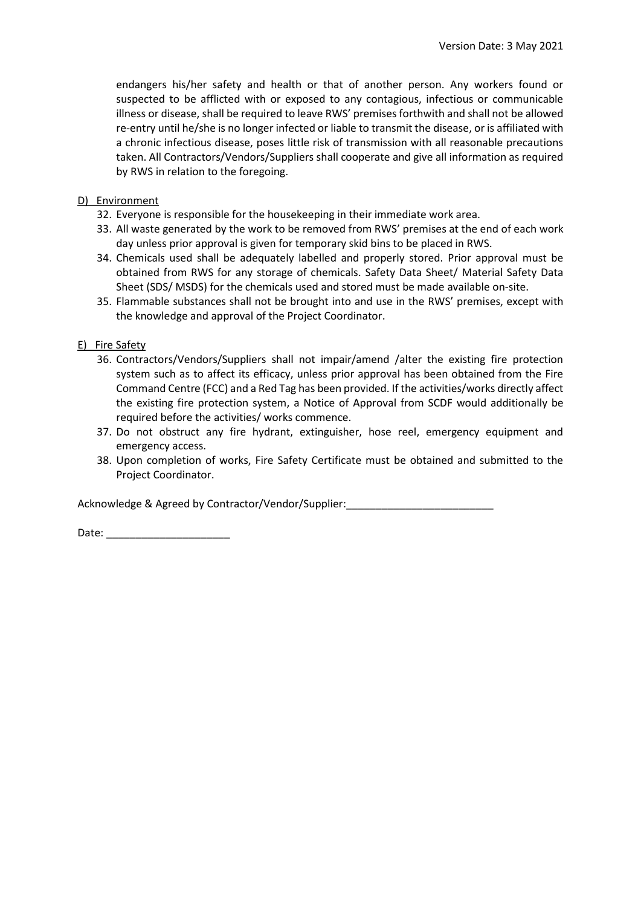endangers his/her safety and health or that of another person. Any workers found or suspected to be afflicted with or exposed to any contagious, infectious or communicable illness or disease, shall be required to leave RWS' premises forthwith and shall not be allowed re-entry until he/she is no longer infected or liable to transmit the disease, or is affiliated with a chronic infectious disease, poses little risk of transmission with all reasonable precautions taken. All Contractors/Vendors/Suppliers shall cooperate and give all information as required by RWS in relation to the foregoing.

D) Environment

32. Everyone is responsible for the housekeeping in their immediate work area.
33. All waste generated by the work to be removed from RWS' premises at the end of each work day unless prior approval is given for temporary skid bins to be placed in RWS.
34. Chemicals used shall be adequately labelled and properly stored. Prior approval must be obtained from RWS for any storage of chemicals. Safety Data Sheet/ Material Safety Data Sheet (SDS/ MSDS) for the chemicals used and stored must be made available on-site.
35. Flammable substances shall not be brought into and use in the RWS' premises, except with the knowledge and approval of the Project Coordinator.

E) Fire Safety

36. Contractors/Vendors/Suppliers shall not impair/amend /alter the existing fire protection system such as to affect its efficacy, unless prior approval has been obtained from the Fire Command Centre (FCC) and a Red Tag has been provided. If the activities/works directly affect the existing fire protection system, a Notice of Approval from SCDF would additionally be required before the activities/ works commence.
37. Do not obstruct any fire hydrant, extinguisher, hose reel, emergency equipment and emergency access.
38. Upon completion of works, Fire Safety Certificate must be obtained and submitted to the Project Coordinator.

Acknowledge & Agreed by Contractor/Vendor/Supplier:_________________________

Date: _____________________